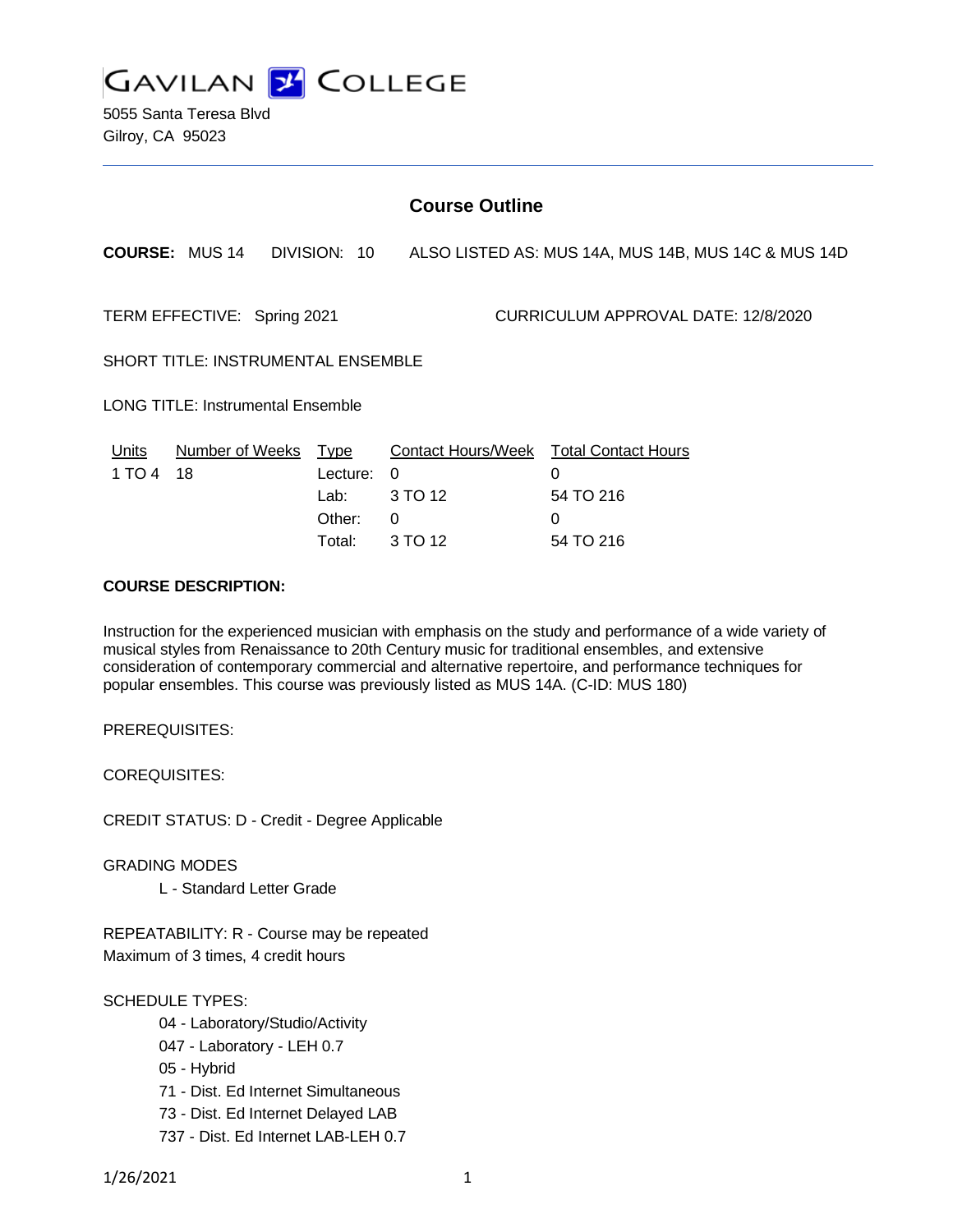# GAVILAN COLLEGE

5055 Santa Teresa Blvd
Gilroy, CA 95023

## Course Outline

**COURSE:** MUS 14  DIVISION: 10  ALSO LISTED AS: MUS 14A, MUS 14B, MUS 14C & MUS 14D

TERM EFFECTIVE: Spring 2021  CURRICULUM APPROVAL DATE: 12/8/2020

SHORT TITLE: INSTRUMENTAL ENSEMBLE

LONG TITLE: Instrumental Ensemble

| Units | Number of Weeks | Type | Contact Hours/Week | Total Contact Hours |
|---|---|---|---|---|
| 1 TO 4 | 18 | Lecture: | 0 | 0 |
| | | Lab: | 3 TO 12 | 54 TO 216 |
| | | Other: | 0 | 0 |
| | | Total: | 3 TO 12 | 54 TO 216 |

**COURSE DESCRIPTION:**

Instruction for the experienced musician with emphasis on the study and performance of a wide variety of musical styles from Renaissance to 20th Century music for traditional ensembles, and extensive consideration of contemporary commercial and alternative repertoire, and performance techniques for popular ensembles. This course was previously listed as MUS 14A. (C-ID: MUS 180)

PREREQUISITES:

COREQUISITES:

CREDIT STATUS: D - Credit - Degree Applicable

GRADING MODES

L - Standard Letter Grade

REPEATABILITY: R - Course may be repeated
Maximum of 3 times, 4 credit hours

SCHEDULE TYPES:

- 04 - Laboratory/Studio/Activity
- 047 - Laboratory - LEH 0.7
- 05 - Hybrid
- 71 - Dist. Ed Internet Simultaneous
- 73 - Dist. Ed Internet Delayed LAB
- 737 - Dist. Ed Internet LAB-LEH 0.7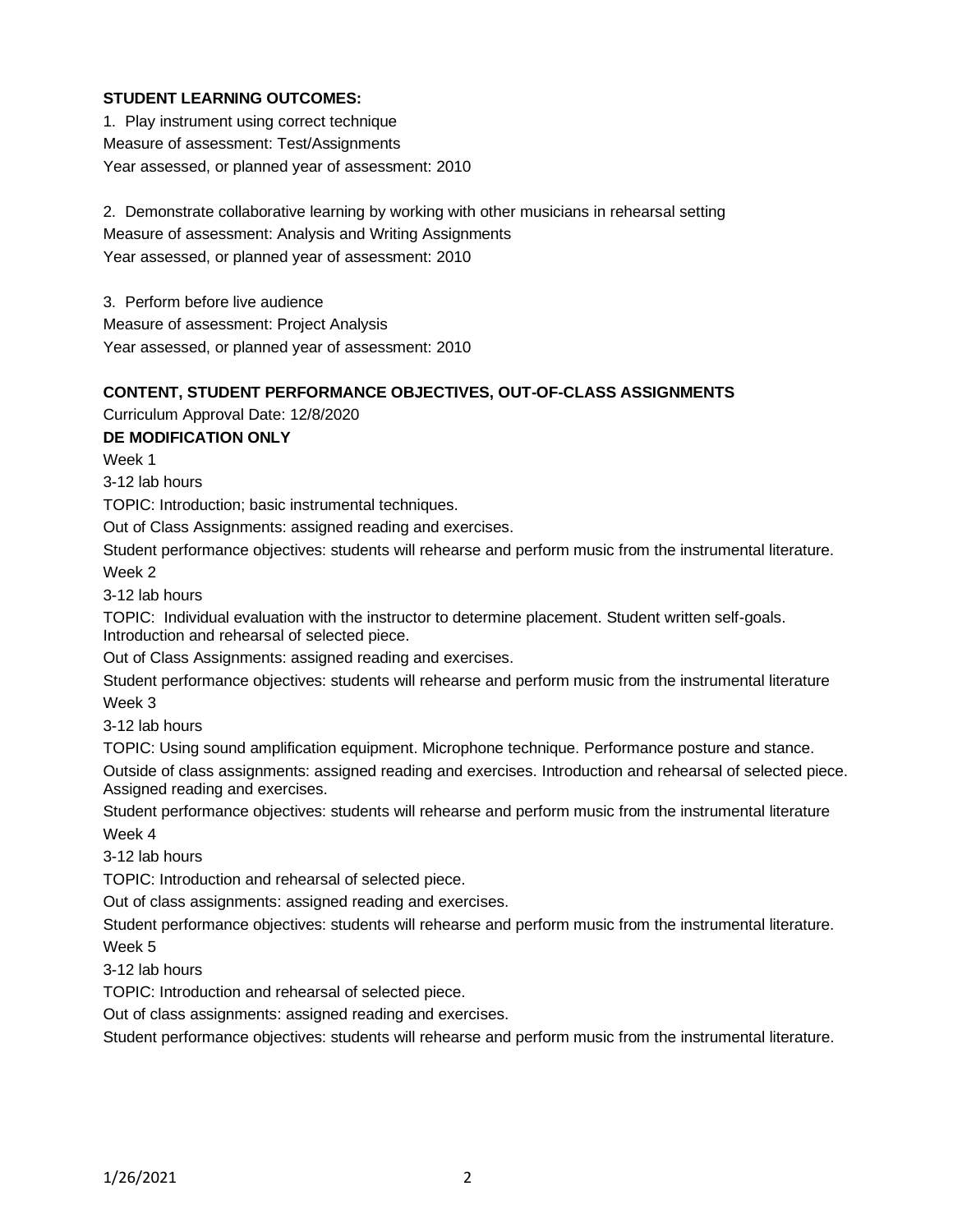**STUDENT LEARNING OUTCOMES:**

1. Play instrument using correct technique
Measure of assessment: Test/Assignments
Year assessed, or planned year of assessment: 2010

2. Demonstrate collaborative learning by working with other musicians in rehearsal setting
Measure of assessment: Analysis and Writing Assignments
Year assessed, or planned year of assessment: 2010

3. Perform before live audience
Measure of assessment: Project Analysis
Year assessed, or planned year of assessment: 2010

**CONTENT, STUDENT PERFORMANCE OBJECTIVES, OUT-OF-CLASS ASSIGNMENTS**

Curriculum Approval Date: 12/8/2020

**DE MODIFICATION ONLY**

Week 1

3-12 lab hours

TOPIC: Introduction; basic instrumental techniques.

Out of Class Assignments: assigned reading and exercises.

Student performance objectives: students will rehearse and perform music from the instrumental literature.

Week 2

3-12 lab hours

TOPIC: Individual evaluation with the instructor to determine placement. Student written self-goals. Introduction and rehearsal of selected piece.

Out of Class Assignments: assigned reading and exercises.

Student performance objectives: students will rehearse and perform music from the instrumental literature

Week 3

3-12 lab hours

TOPIC: Using sound amplification equipment. Microphone technique. Performance posture and stance.

Outside of class assignments: assigned reading and exercises. Introduction and rehearsal of selected piece. Assigned reading and exercises.

Student performance objectives: students will rehearse and perform music from the instrumental literature

Week 4

3-12 lab hours

TOPIC: Introduction and rehearsal of selected piece.

Out of class assignments: assigned reading and exercises.

Student performance objectives: students will rehearse and perform music from the instrumental literature.

Week 5

3-12 lab hours

TOPIC: Introduction and rehearsal of selected piece.

Out of class assignments: assigned reading and exercises.

Student performance objectives: students will rehearse and perform music from the instrumental literature.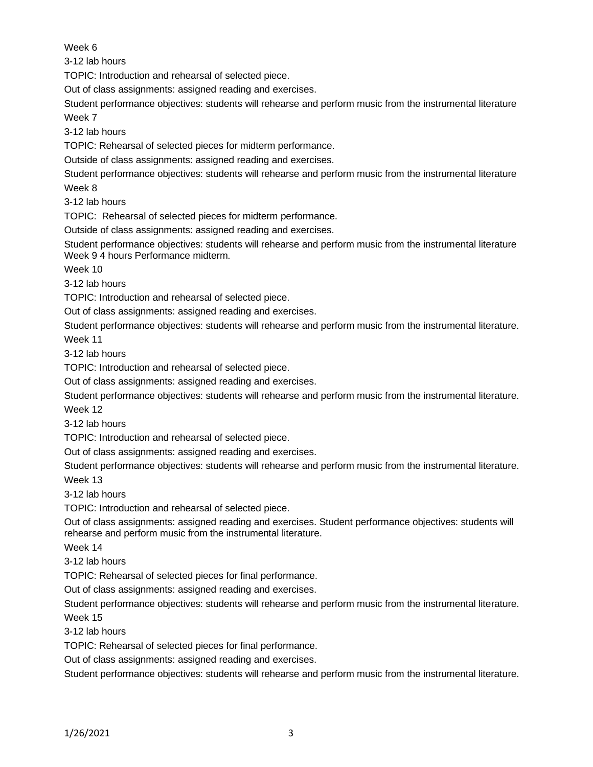Week 6

3-12 lab hours

TOPIC: Introduction and rehearsal of selected piece.

Out of class assignments: assigned reading and exercises.

Student performance objectives: students will rehearse and perform music from the instrumental literature

Week 7

3-12 lab hours

TOPIC: Rehearsal of selected pieces for midterm performance.

Outside of class assignments: assigned reading and exercises.

Student performance objectives: students will rehearse and perform music from the instrumental literature

Week 8

3-12 lab hours

TOPIC: Rehearsal of selected pieces for midterm performance.

Outside of class assignments: assigned reading and exercises.

Student performance objectives: students will rehearse and perform music from the instrumental literature

Week 9 4 hours Performance midterm.

Week 10

3-12 lab hours

TOPIC: Introduction and rehearsal of selected piece.

Out of class assignments: assigned reading and exercises.

Student performance objectives: students will rehearse and perform music from the instrumental literature.

Week 11

3-12 lab hours

TOPIC: Introduction and rehearsal of selected piece.

Out of class assignments: assigned reading and exercises.

Student performance objectives: students will rehearse and perform music from the instrumental literature.

Week 12

3-12 lab hours

TOPIC: Introduction and rehearsal of selected piece.

Out of class assignments: assigned reading and exercises.

Student performance objectives: students will rehearse and perform music from the instrumental literature.

Week 13

3-12 lab hours

TOPIC: Introduction and rehearsal of selected piece.

Out of class assignments: assigned reading and exercises. Student performance objectives: students will rehearse and perform music from the instrumental literature.

Week 14

3-12 lab hours

TOPIC: Rehearsal of selected pieces for final performance.

Out of class assignments: assigned reading and exercises.

Student performance objectives: students will rehearse and perform music from the instrumental literature.

Week 15

3-12 lab hours

TOPIC: Rehearsal of selected pieces for final performance.

Out of class assignments: assigned reading and exercises.

Student performance objectives: students will rehearse and perform music from the instrumental literature.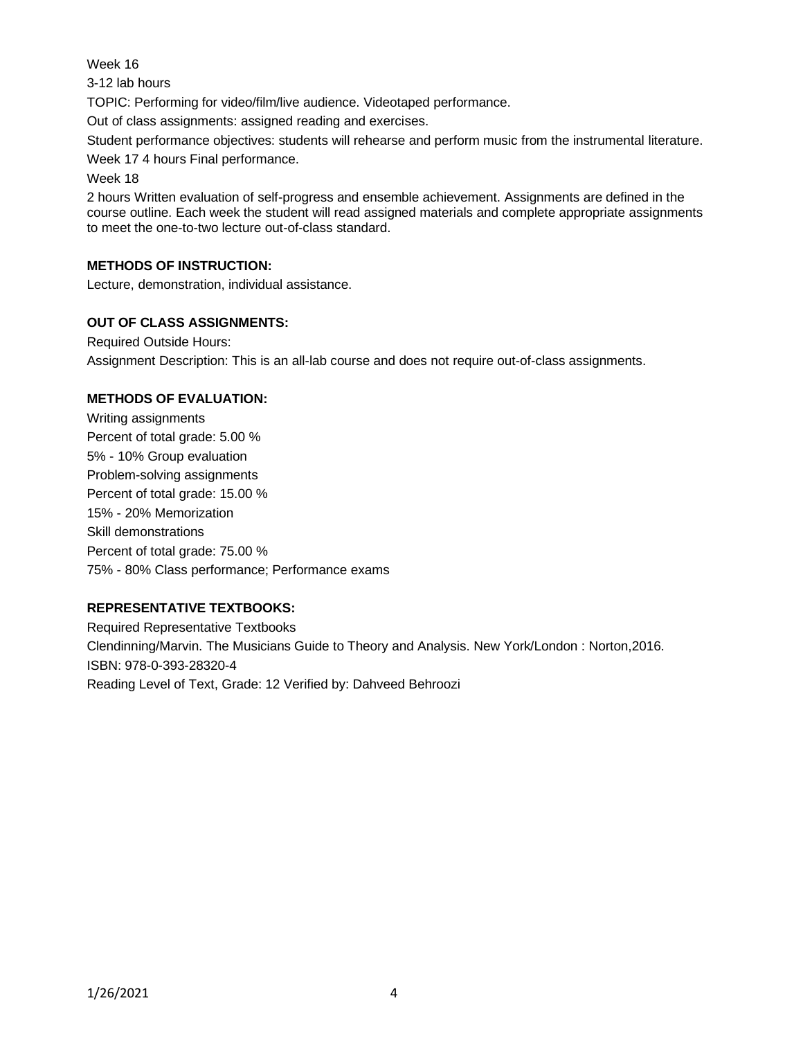Week 16

3-12 lab hours

TOPIC: Performing for video/film/live audience. Videotaped performance.

Out of class assignments: assigned reading and exercises.

Student performance objectives: students will rehearse and perform music from the instrumental literature.

Week 17 4 hours Final performance.

Week 18

2 hours Written evaluation of self-progress and ensemble achievement. Assignments are defined in the course outline. Each week the student will read assigned materials and complete appropriate assignments to meet the one-to-two lecture out-of-class standard.

**METHODS OF INSTRUCTION:**

Lecture, demonstration, individual assistance.

**OUT OF CLASS ASSIGNMENTS:**

Required Outside Hours:

Assignment Description: This is an all-lab course and does not require out-of-class assignments.

**METHODS OF EVALUATION:**

Writing assignments

Percent of total grade: 5.00 %

5% - 10% Group evaluation

Problem-solving assignments

Percent of total grade: 15.00 %

15% - 20% Memorization

Skill demonstrations

Percent of total grade: 75.00 %

75% - 80% Class performance; Performance exams

**REPRESENTATIVE TEXTBOOKS:**

Required Representative Textbooks

Clendinning/Marvin. The Musicians Guide to Theory and Analysis. New York/London : Norton,2016.

ISBN: 978-0-393-28320-4

Reading Level of Text, Grade: 12 Verified by: Dahveed Behroozi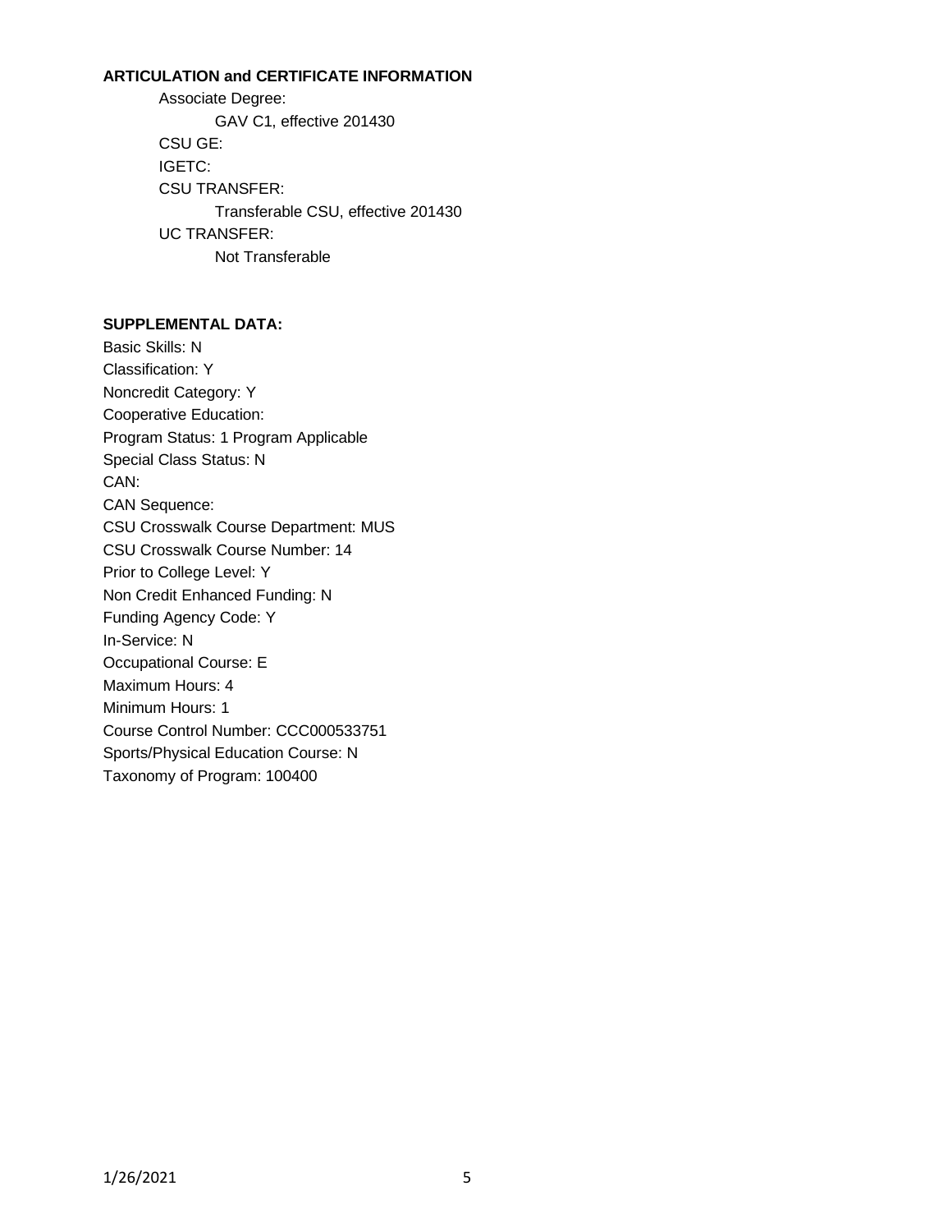**ARTICULATION and CERTIFICATE INFORMATION**

Associate Degree:

GAV C1, effective 201430

CSU GE:

IGETC:

CSU TRANSFER:

Transferable CSU, effective 201430

UC TRANSFER:

Not Transferable

**SUPPLEMENTAL DATA:**

Basic Skills: N
Classification: Y
Noncredit Category: Y
Cooperative Education:
Program Status: 1 Program Applicable
Special Class Status: N
CAN:
CAN Sequence:
CSU Crosswalk Course Department: MUS
CSU Crosswalk Course Number: 14
Prior to College Level: Y
Non Credit Enhanced Funding: N
Funding Agency Code: Y
In-Service: N
Occupational Course: E
Maximum Hours: 4
Minimum Hours: 1
Course Control Number: CCC000533751
Sports/Physical Education Course: N
Taxonomy of Program: 100400